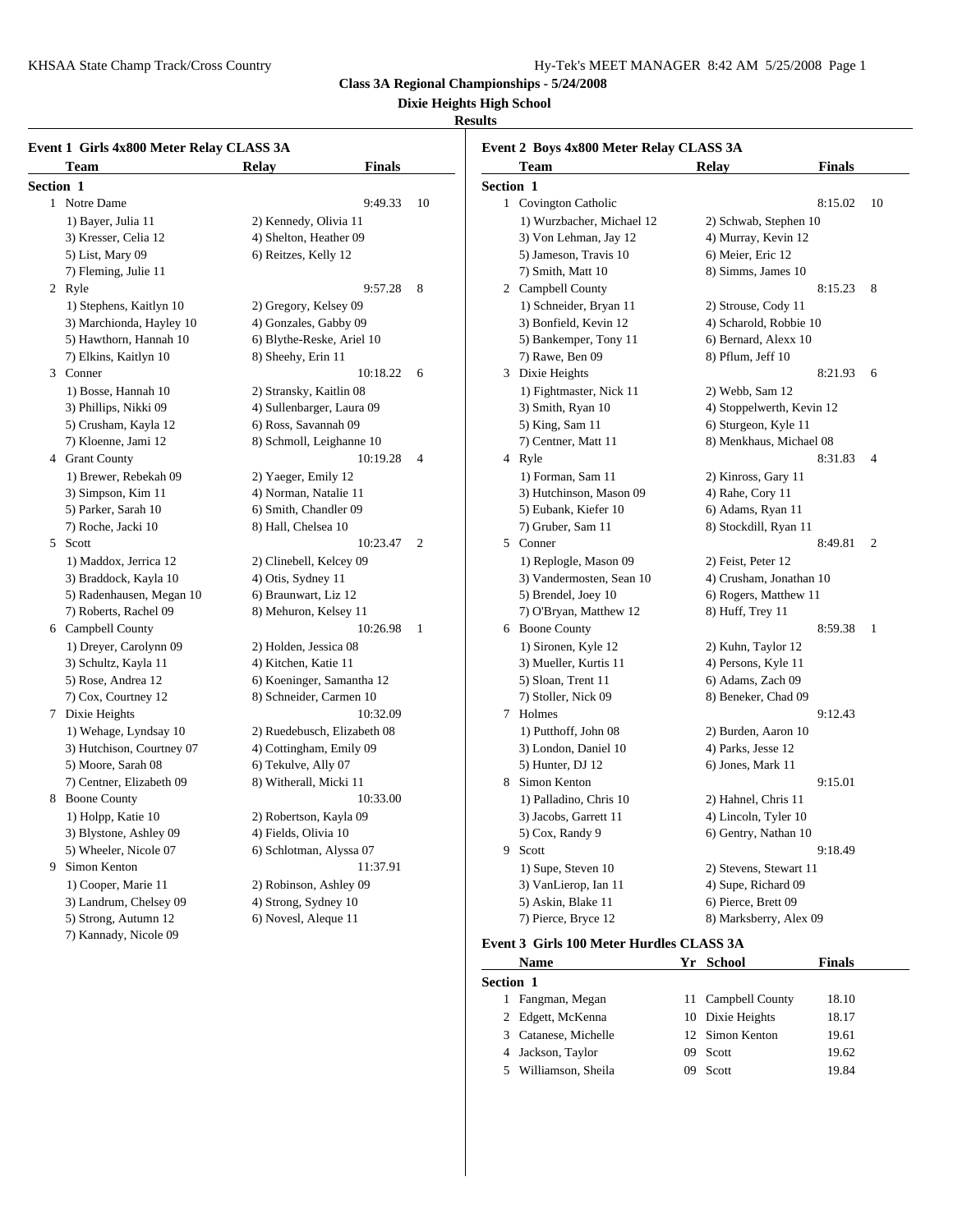**Class 3A Regional Championships - 5/24/2008**

**Dixie Heights High School**

**Results**

### Event 1 Girls 4x800 Meter Relay CLASS 3A

| | Team | Relay | Finals | |
|---|---|---|---|---|
| **Section 1** | | | | |
| 1 | Notre Dame | | 9:49.33 | 10 |
| | 1) Bayer, Julia 11 | 2) Kennedy, Olivia 11 | | |
| | 3) Kresser, Celia 12 | 4) Shelton, Heather 09 | | |
| | 5) List, Mary 09 | 6) Reitzes, Kelly 12 | | |
| | 7) Fleming, Julie 11 | | | |
| 2 | Ryle | | 9:57.28 | 8 |
| | 1) Stephens, Kaitlyn 10 | 2) Gregory, Kelsey 09 | | |
| | 3) Marchionda, Hayley 10 | 4) Gonzales, Gabby 09 | | |
| | 5) Hawthorn, Hannah 10 | 6) Blythe-Reske, Ariel 10 | | |
| | 7) Elkins, Kaitlyn 10 | 8) Sheehy, Erin 11 | | |
| 3 | Conner | | 10:18.22 | 6 |
| | 1) Bosse, Hannah 10 | 2) Stransky, Kaitlin 08 | | |
| | 3) Phillips, Nikki 09 | 4) Sullenbarger, Laura 09 | | |
| | 5) Crusham, Kayla 12 | 6) Ross, Savannah 09 | | |
| | 7) Kloenne, Jami 12 | 8) Schmoll, Leighanne 10 | | |
| 4 | Grant County | | 10:19.28 | 4 |
| | 1) Brewer, Rebekah 09 | 2) Yaeger, Emily 12 | | |
| | 3) Simpson, Kim 11 | 4) Norman, Natalie 11 | | |
| | 5) Parker, Sarah 10 | 6) Smith, Chandler 09 | | |
| | 7) Roche, Jacki 10 | 8) Hall, Chelsea 10 | | |
| 5 | Scott | | 10:23.47 | 2 |
| | 1) Maddox, Jerrica 12 | 2) Clinebell, Kelcey 09 | | |
| | 3) Braddock, Kayla 10 | 4) Otis, Sydney 11 | | |
| | 5) Radenhausen, Megan 10 | 6) Braunwart, Liz 12 | | |
| | 7) Roberts, Rachel 09 | 8) Mehuron, Kelsey 11 | | |
| 6 | Campbell County | | 10:26.98 | 1 |
| | 1) Dreyer, Carolynn 09 | 2) Holden, Jessica 08 | | |
| | 3) Schultz, Kayla 11 | 4) Kitchen, Katie 11 | | |
| | 5) Rose, Andrea 12 | 6) Koeninger, Samantha 12 | | |
| | 7) Cox, Courtney 12 | 8) Schneider, Carmen 10 | | |
| 7 | Dixie Heights | | 10:32.09 | |
| | 1) Wehage, Lyndsay 10 | 2) Ruedebusch, Elizabeth 08 | | |
| | 3) Hutchison, Courtney 07 | 4) Cottingham, Emily 09 | | |
| | 5) Moore, Sarah 08 | 6) Tekulve, Ally 07 | | |
| | 7) Centner, Elizabeth 09 | 8) Witherall, Micki 11 | | |
| 8 | Boone County | | 10:33.00 | |
| | 1) Holpp, Katie 10 | 2) Robertson, Kayla 09 | | |
| | 3) Blystone, Ashley 09 | 4) Fields, Olivia 10 | | |
| | 5) Wheeler, Nicole 07 | 6) Schlotman, Alyssa 07 | | |
| 9 | Simon Kenton | | 11:37.91 | |
| | 1) Cooper, Marie 11 | 2) Robinson, Ashley 09 | | |
| | 3) Landrum, Chelsey 09 | 4) Strong, Sydney 10 | | |
| | 5) Strong, Autumn 12 | 6) Novesl, Aleque 11 | | |
| | 7) Kannady, Nicole 09 | | | |

### Event 2 Boys 4x800 Meter Relay CLASS 3A

| | Team | Relay | Finals | |
|---|---|---|---|---|
| **Section 1** | | | | |
| 1 | Covington Catholic | | 8:15.02 | 10 |
| | 1) Wurzbacher, Michael 12 | 2) Schwab, Stephen 10 | | |
| | 3) Von Lehman, Jay 12 | 4) Murray, Kevin 12 | | |
| | 5) Jameson, Travis 10 | 6) Meier, Eric 12 | | |
| | 7) Smith, Matt 10 | 8) Simms, James 10 | | |
| 2 | Campbell County | | 8:15.23 | 8 |
| | 1) Schneider, Bryan 11 | 2) Strouse, Cody 11 | | |
| | 3) Bonfield, Kevin 12 | 4) Scharold, Robbie 10 | | |
| | 5) Bankemper, Tony 11 | 6) Bernard, Alexx 10 | | |
| | 7) Rawe, Ben 09 | 8) Pflum, Jeff 10 | | |
| 3 | Dixie Heights | | 8:21.93 | 6 |
| | 1) Fightmaster, Nick 11 | 2) Webb, Sam 12 | | |
| | 3) Smith, Ryan 10 | 4) Stoppelwerth, Kevin 12 | | |
| | 5) King, Sam 11 | 6) Sturgeon, Kyle 11 | | |
| | 7) Centner, Matt 11 | 8) Menkhaus, Michael 08 | | |
| 4 | Ryle | | 8:31.83 | 4 |
| | 1) Forman, Sam 11 | 2) Kinross, Gary 11 | | |
| | 3) Hutchinson, Mason 09 | 4) Rahe, Cory 11 | | |
| | 5) Eubank, Kiefer 10 | 6) Adams, Ryan 11 | | |
| | 7) Gruber, Sam 11 | 8) Stockdill, Ryan 11 | | |
| 5 | Conner | | 8:49.81 | 2 |
| | 1) Replogle, Mason 09 | 2) Feist, Peter 12 | | |
| | 3) Vandermosten, Sean 10 | 4) Crusham, Jonathan 10 | | |
| | 5) Brendel, Joey 10 | 6) Rogers, Matthew 11 | | |
| | 7) O'Bryan, Matthew 12 | 8) Huff, Trey 11 | | |
| 6 | Boone County | | 8:59.38 | 1 |
| | 1) Sironen, Kyle 12 | 2) Kuhn, Taylor 12 | | |
| | 3) Mueller, Kurtis 11 | 4) Persons, Kyle 11 | | |
| | 5) Sloan, Trent 11 | 6) Adams, Zach 09 | | |
| | 7) Stoller, Nick 09 | 8) Beneker, Chad 09 | | |
| 7 | Holmes | | 9:12.43 | |
| | 1) Putthoff, John 08 | 2) Burden, Aaron 10 | | |
| | 3) London, Daniel 10 | 4) Parks, Jesse 12 | | |
| | 5) Hunter, DJ 12 | 6) Jones, Mark 11 | | |
| 8 | Simon Kenton | | 9:15.01 | |
| | 1) Palladino, Chris 10 | 2) Hahnel, Chris 11 | | |
| | 3) Jacobs, Garrett 11 | 4) Lincoln, Tyler 10 | | |
| | 5) Cox, Randy 9 | 6) Gentry, Nathan 10 | | |
| 9 | Scott | | 9:18.49 | |
| | 1) Supe, Steven 10 | 2) Stevens, Stewart 11 | | |
| | 3) VanLierop, Ian 11 | 4) Supe, Richard 09 | | |
| | 5) Askin, Blake 11 | 6) Pierce, Brett 09 | | |
| | 7) Pierce, Bryce 12 | 8) Marksberry, Alex 09 | | |

### Event 3 Girls 100 Meter Hurdles CLASS 3A

| | Name | Yr | School | Finals |
|---|---|---|---|---|
| **Section 1** | | | | |
| 1 | Fangman, Megan | 11 | Campbell County | 18.10 |
| 2 | Edgett, McKenna | 10 | Dixie Heights | 18.17 |
| 3 | Catanese, Michelle | 12 | Simon Kenton | 19.61 |
| 4 | Jackson, Taylor | 09 | Scott | 19.62 |
| 5 | Williamson, Sheila | 09 | Scott | 19.84 |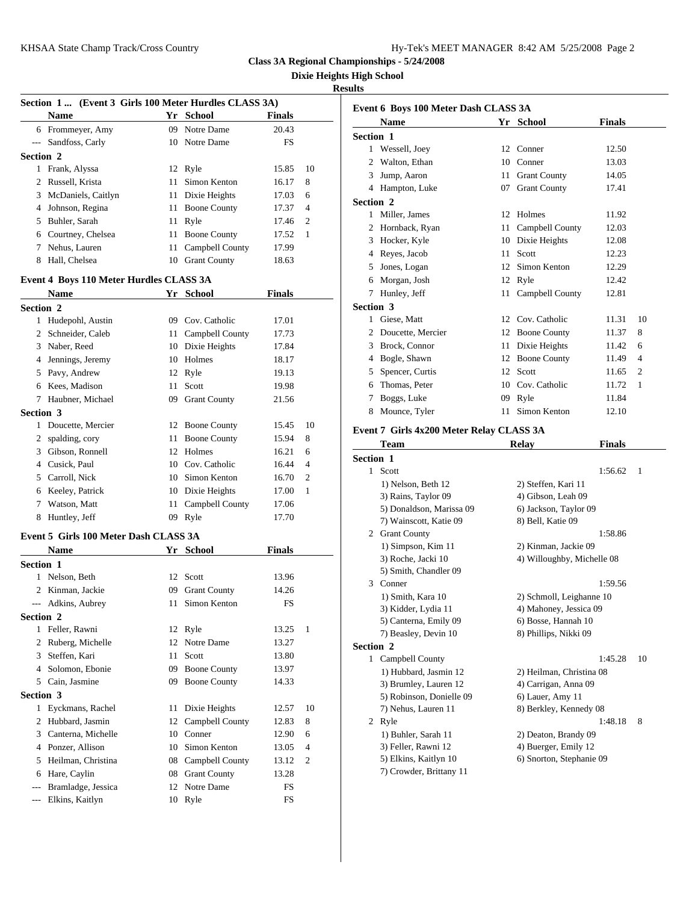**Class 3A Regional Championships - 5/24/2008**

**Dixie Heights High School**

**Results**

### Section 1 ... (Event 3 Girls 100 Meter Hurdles CLASS 3A)

| | Name | Yr | School | Finals | |
|---|---|---|---|---|---|
| 6 | Frommeyer, Amy | 09 | Notre Dame | 20.43 | |
| --- | Sandfoss, Carly | 10 | Notre Dame | FS | |
| **Section 2** | | | | | |
| 1 | Frank, Alyssa | 12 | Ryle | 15.85 | 10 |
| 2 | Russell, Krista | 11 | Simon Kenton | 16.17 | 8 |
| 3 | McDaniels, Caitlyn | 11 | Dixie Heights | 17.03 | 6 |
| 4 | Johnson, Regina | 11 | Boone County | 17.37 | 4 |
| 5 | Buhler, Sarah | 11 | Ryle | 17.46 | 2 |
| 6 | Courtney, Chelsea | 11 | Boone County | 17.52 | 1 |
| 7 | Nehus, Lauren | 11 | Campbell County | 17.99 | |
| 8 | Hall, Chelsea | 10 | Grant County | 18.63 | |

### Event 4 Boys 110 Meter Hurdles CLASS 3A

| | Name | Yr | School | Finals | |
|---|---|---|---|---|---|
| **Section 2** | | | | | |
| 1 | Hudepohl, Austin | 09 | Cov. Catholic | 17.01 | |
| 2 | Schneider, Caleb | 11 | Campbell County | 17.73 | |
| 3 | Naber, Reed | 10 | Dixie Heights | 17.84 | |
| 4 | Jennings, Jeremy | 10 | Holmes | 18.17 | |
| 5 | Pavy, Andrew | 12 | Ryle | 19.13 | |
| 6 | Kees, Madison | 11 | Scott | 19.98 | |
| 7 | Haubner, Michael | 09 | Grant County | 21.56 | |
| **Section 3** | | | | | |
| 1 | Doucette, Mercier | 12 | Boone County | 15.45 | 10 |
| 2 | spalding, cory | 11 | Boone County | 15.94 | 8 |
| 3 | Gibson, Ronnell | 12 | Holmes | 16.21 | 6 |
| 4 | Cusick, Paul | 10 | Cov. Catholic | 16.44 | 4 |
| 5 | Carroll, Nick | 10 | Simon Kenton | 16.70 | 2 |
| 6 | Keeley, Patrick | 10 | Dixie Heights | 17.00 | 1 |
| 7 | Watson, Matt | 11 | Campbell County | 17.06 | |
| 8 | Huntley, Jeff | 09 | Ryle | 17.70 | |

### Event 5 Girls 100 Meter Dash CLASS 3A

| | Name | Yr | School | Finals | |
|---|---|---|---|---|---|
| **Section 1** | | | | | |
| 1 | Nelson, Beth | 12 | Scott | 13.96 | |
| 2 | Kinman, Jackie | 09 | Grant County | 14.26 | |
| --- | Adkins, Aubrey | 11 | Simon Kenton | FS | |
| **Section 2** | | | | | |
| 1 | Feller, Rawni | 12 | Ryle | 13.25 | 1 |
| 2 | Ruberg, Michelle | 12 | Notre Dame | 13.27 | |
| 3 | Steffen, Kari | 11 | Scott | 13.80 | |
| 4 | Solomon, Ebonie | 09 | Boone County | 13.97 | |
| 5 | Cain, Jasmine | 09 | Boone County | 14.33 | |
| **Section 3** | | | | | |
| 1 | Eyckmans, Rachel | 11 | Dixie Heights | 12.57 | 10 |
| 2 | Hubbard, Jasmin | 12 | Campbell County | 12.83 | 8 |
| 3 | Canterna, Michelle | 10 | Conner | 12.90 | 6 |
| 4 | Ponzer, Allison | 10 | Simon Kenton | 13.05 | 4 |
| 5 | Heilman, Christina | 08 | Campbell County | 13.12 | 2 |
| 6 | Hare, Caylin | 08 | Grant County | 13.28 | |
| --- | Bramladge, Jessica | 12 | Notre Dame | FS | |
| --- | Elkins, Kaitlyn | 10 | Ryle | FS | |

### Event 6 Boys 100 Meter Dash CLASS 3A

| | Name | Yr | School | Finals | |
|---|---|---|---|---|---|
| **Section 1** | | | | | |
| 1 | Wessell, Joey | 12 | Conner | 12.50 | |
| 2 | Walton, Ethan | 10 | Conner | 13.03 | |
| 3 | Jump, Aaron | 11 | Grant County | 14.05 | |
| 4 | Hampton, Luke | 07 | Grant County | 17.41 | |
| **Section 2** | | | | | |
| 1 | Miller, James | 12 | Holmes | 11.92 | |
| 2 | Hornback, Ryan | 11 | Campbell County | 12.03 | |
| 3 | Hocker, Kyle | 10 | Dixie Heights | 12.08 | |
| 4 | Reyes, Jacob | 11 | Scott | 12.23 | |
| 5 | Jones, Logan | 12 | Simon Kenton | 12.29 | |
| 6 | Morgan, Josh | 12 | Ryle | 12.42 | |
| 7 | Hunley, Jeff | 11 | Campbell County | 12.81 | |
| **Section 3** | | | | | |
| 1 | Giese, Matt | 12 | Cov. Catholic | 11.31 | 10 |
| 2 | Doucette, Mercier | 12 | Boone County | 11.37 | 8 |
| 3 | Brock, Connor | 11 | Dixie Heights | 11.42 | 6 |
| 4 | Bogle, Shawn | 12 | Boone County | 11.49 | 4 |
| 5 | Spencer, Curtis | 12 | Scott | 11.65 | 2 |
| 6 | Thomas, Peter | 10 | Cov. Catholic | 11.72 | 1 |
| 7 | Boggs, Luke | 09 | Ryle | 11.84 | |
| 8 | Mounce, Tyler | 11 | Simon Kenton | 12.10 | |

### Event 7 Girls 4x200 Meter Relay CLASS 3A

| | Team | Relay | Finals | |
|---|---|---|---|---|
| **Section 1** | | | | |
| 1 | Scott | | 1:56.62 | 1 |
| | 1) Nelson, Beth 12 | 2) Steffen, Kari 11 | | |
| | 3) Rains, Taylor 09 | 4) Gibson, Leah 09 | | |
| | 5) Donaldson, Marissa 09 | 6) Jackson, Taylor 09 | | |
| | 7) Wainscott, Katie 09 | 8) Bell, Katie 09 | | |
| 2 | Grant County | | 1:58.86 | |
| | 1) Simpson, Kim 11 | 2) Kinman, Jackie 09 | | |
| | 3) Roche, Jacki 10 | 4) Willoughby, Michelle 08 | | |
| | 5) Smith, Chandler 09 | | | |
| 3 | Conner | | 1:59.56 | |
| | 1) Smith, Kara 10 | 2) Schmoll, Leighanne 10 | | |
| | 3) Kidder, Lydia 11 | 4) Mahoney, Jessica 09 | | |
| | 5) Canterna, Emily 09 | 6) Bosse, Hannah 10 | | |
| | 7) Beasley, Devin 10 | 8) Phillips, Nikki 09 | | |
| **Section 2** | | | | |
| 1 | Campbell County | | 1:45.28 | 10 |
| | 1) Hubbard, Jasmin 12 | 2) Heilman, Christina 08 | | |
| | 3) Brumley, Lauren 12 | 4) Carrigan, Anna 09 | | |
| | 5) Robinson, Donielle 09 | 6) Lauer, Amy 11 | | |
| | 7) Nehus, Lauren 11 | 8) Berkley, Kennedy 08 | | |
| 2 | Ryle | | 1:48.18 | 8 |
| | 1) Buhler, Sarah 11 | 2) Deaton, Brandy 09 | | |
| | 3) Feller, Rawni 12 | 4) Buerger, Emily 12 | | |
| | 5) Elkins, Kaitlyn 10 | 6) Snorton, Stephanie 09 | | |
| | 7) Crowder, Brittany 11 | | | |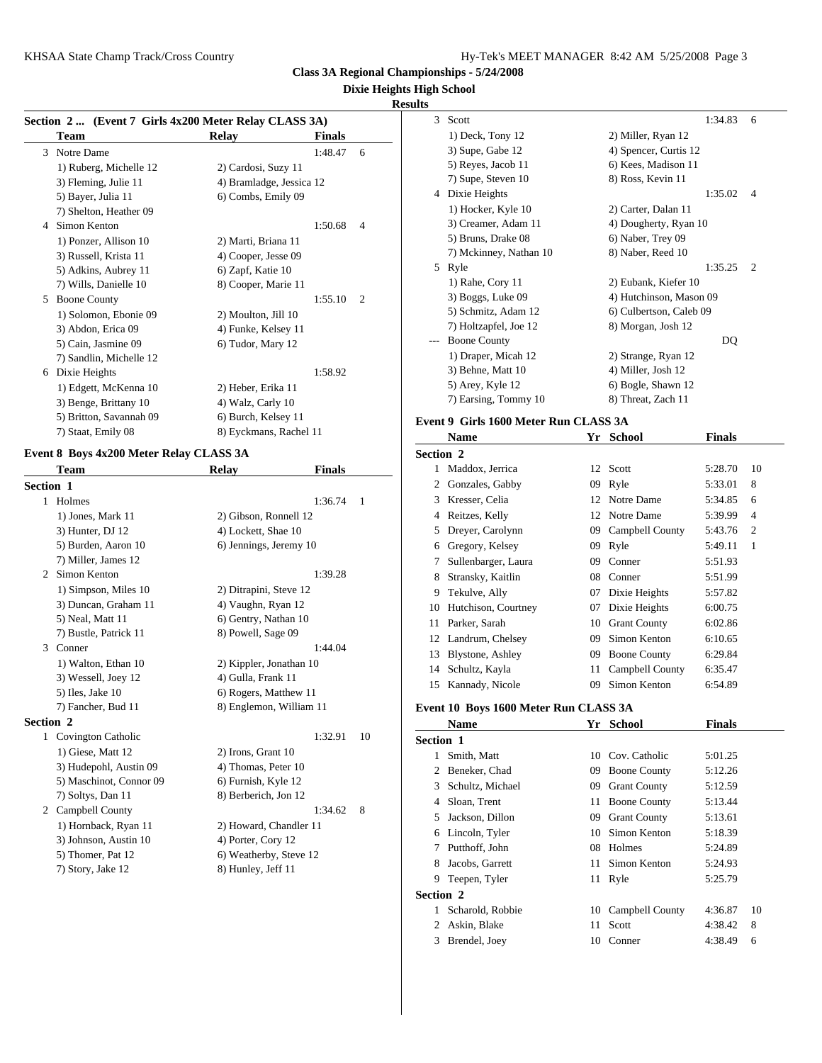**Class 3A Regional Championships - 5/24/2008**

**Dixie Heights High School**

**Results**

### Section 2 ... (Event 7 Girls 4x200 Meter Relay CLASS 3A)

| | Team | Relay | Finals | |
|---|---|---|---|---|
| 3 | Notre Dame | | 1:48.47 | 6 |
| | 1) Ruberg, Michelle 12 | 2) Cardosi, Suzy 11 | | |
| | 3) Fleming, Julie 11 | 4) Bramladge, Jessica 12 | | |
| | 5) Bayer, Julia 11 | 6) Combs, Emily 09 | | |
| | 7) Shelton, Heather 09 | | | |
| 4 | Simon Kenton | | 1:50.68 | 4 |
| | 1) Ponzer, Allison 10 | 2) Marti, Briana 11 | | |
| | 3) Russell, Krista 11 | 4) Cooper, Jesse 09 | | |
| | 5) Adkins, Aubrey 11 | 6) Zapf, Katie 10 | | |
| | 7) Wills, Danielle 10 | 8) Cooper, Marie 11 | | |
| 5 | Boone County | | 1:55.10 | 2 |
| | 1) Solomon, Ebonie 09 | 2) Moulton, Jill 10 | | |
| | 3) Abdon, Erica 09 | 4) Funke, Kelsey 11 | | |
| | 5) Cain, Jasmine 09 | 6) Tudor, Mary 12 | | |
| | 7) Sandlin, Michelle 12 | | | |
| 6 | Dixie Heights | | 1:58.92 | |
| | 1) Edgett, McKenna 10 | 2) Heber, Erika 11 | | |
| | 3) Benge, Brittany 10 | 4) Walz, Carly 10 | | |
| | 5) Britton, Savannah 09 | 6) Burch, Kelsey 11 | | |
| | 7) Staat, Emily 08 | 8) Eyckmans, Rachel 11 | | |

### Event 8 Boys 4x200 Meter Relay CLASS 3A

| | Team | Relay | Finals | |
|---|---|---|---|---|
| **Section 1** | | | | |
| 1 | Holmes | | 1:36.74 | 1 |
| | 1) Jones, Mark 11 | 2) Gibson, Ronnell 12 | | |
| | 3) Hunter, DJ 12 | 4) Lockett, Shae 10 | | |
| | 5) Burden, Aaron 10 | 6) Jennings, Jeremy 10 | | |
| | 7) Miller, James 12 | | | |
| 2 | Simon Kenton | | 1:39.28 | |
| | 1) Simpson, Miles 10 | 2) Ditrapini, Steve 12 | | |
| | 3) Duncan, Graham 11 | 4) Vaughn, Ryan 12 | | |
| | 5) Neal, Matt 11 | 6) Gentry, Nathan 10 | | |
| | 7) Bustle, Patrick 11 | 8) Powell, Sage 09 | | |
| 3 | Conner | | 1:44.04 | |
| | 1) Walton, Ethan 10 | 2) Kippler, Jonathan 10 | | |
| | 3) Wessell, Joey 12 | 4) Gulla, Frank 11 | | |
| | 5) Iles, Jake 10 | 6) Rogers, Matthew 11 | | |
| | 7) Fancher, Bud 11 | 8) Englemon, William 11 | | |
| **Section 2** | | | | |
| 1 | Covington Catholic | | 1:32.91 | 10 |
| | 1) Giese, Matt 12 | 2) Irons, Grant 10 | | |
| | 3) Hudepohl, Austin 09 | 4) Thomas, Peter 10 | | |
| | 5) Maschinot, Connor 09 | 6) Furnish, Kyle 12 | | |
| | 7) Soltys, Dan 11 | 8) Berberich, Jon 12 | | |
| 2 | Campbell County | | 1:34.62 | 8 |
| | 1) Hornback, Ryan 11 | 2) Howard, Chandler 11 | | |
| | 3) Johnson, Austin 10 | 4) Porter, Cory 12 | | |
| | 5) Thomer, Pat 12 | 6) Weatherby, Steve 12 | | |
| | 7) Story, Jake 12 | 8) Hunley, Jeff 11 | | |
| 3 | Scott | | 1:34.83 | 6 |
| | 1) Deck, Tony 12 | 2) Miller, Ryan 12 | | |
| | 3) Supe, Gabe 12 | 4) Spencer, Curtis 12 | | |
| | 5) Reyes, Jacob 11 | 6) Kees, Madison 11 | | |
| | 7) Supe, Steven 10 | 8) Ross, Kevin 11 | | |
| 4 | Dixie Heights | | 1:35.02 | 4 |
| | 1) Hocker, Kyle 10 | 2) Carter, Dalan 11 | | |
| | 3) Creamer, Adam 11 | 4) Dougherty, Ryan 10 | | |
| | 5) Bruns, Drake 08 | 6) Naber, Trey 09 | | |
| | 7) Mckinney, Nathan 10 | 8) Naber, Reed 10 | | |
| 5 | Ryle | | 1:35.25 | 2 |
| | 1) Rahe, Cory 11 | 2) Eubank, Kiefer 10 | | |
| | 3) Boggs, Luke 09 | 4) Hutchinson, Mason 09 | | |
| | 5) Schmitz, Adam 12 | 6) Culbertson, Caleb 09 | | |
| | 7) Holtzapfel, Joe 12 | 8) Morgan, Josh 12 | | |
| --- | Boone County | | DQ | |
| | 1) Draper, Micah 12 | 2) Strange, Ryan 12 | | |
| | 3) Behne, Matt 10 | 4) Miller, Josh 12 | | |
| | 5) Arey, Kyle 12 | 6) Bogle, Shawn 12 | | |
| | 7) Earsing, Tommy 10 | 8) Threat, Zach 11 | | |

### Event 9 Girls 1600 Meter Run CLASS 3A

| | Name | Yr | School | Finals | |
|---|---|---|---|---|---|
| **Section 2** | | | | | |
| 1 | Maddox, Jerrica | 12 | Scott | 5:28.70 | 10 |
| 2 | Gonzales, Gabby | 09 | Ryle | 5:33.01 | 8 |
| 3 | Kresser, Celia | 12 | Notre Dame | 5:34.85 | 6 |
| 4 | Reitzes, Kelly | 12 | Notre Dame | 5:39.99 | 4 |
| 5 | Dreyer, Carolynn | 09 | Campbell County | 5:43.76 | 2 |
| 6 | Gregory, Kelsey | 09 | Ryle | 5:49.11 | 1 |
| 7 | Sullenbarger, Laura | 09 | Conner | 5:51.93 | |
| 8 | Stransky, Kaitlin | 08 | Conner | 5:51.99 | |
| 9 | Tekulve, Ally | 07 | Dixie Heights | 5:57.82 | |
| 10 | Hutchison, Courtney | 07 | Dixie Heights | 6:00.75 | |
| 11 | Parker, Sarah | 10 | Grant County | 6:02.86 | |
| 12 | Landrum, Chelsey | 09 | Simon Kenton | 6:10.65 | |
| 13 | Blystone, Ashley | 09 | Boone County | 6:29.84 | |
| 14 | Schultz, Kayla | 11 | Campbell County | 6:35.47 | |
| 15 | Kannady, Nicole | 09 | Simon Kenton | 6:54.89 | |

### Event 10 Boys 1600 Meter Run CLASS 3A

| | Name | Yr | School | Finals | |
|---|---|---|---|---|---|
| **Section 1** | | | | | |
| 1 | Smith, Matt | 10 | Cov. Catholic | 5:01.25 | |
| 2 | Beneker, Chad | 09 | Boone County | 5:12.26 | |
| 3 | Schultz, Michael | 09 | Grant County | 5:12.59 | |
| 4 | Sloan, Trent | 11 | Boone County | 5:13.44 | |
| 5 | Jackson, Dillon | 09 | Grant County | 5:13.61 | |
| 6 | Lincoln, Tyler | 10 | Simon Kenton | 5:18.39 | |
| 7 | Putthoff, John | 08 | Holmes | 5:24.89 | |
| 8 | Jacobs, Garrett | 11 | Simon Kenton | 5:24.93 | |
| 9 | Teepen, Tyler | 11 | Ryle | 5:25.79 | |
| **Section 2** | | | | | |
| 1 | Scharold, Robbie | 10 | Campbell County | 4:36.87 | 10 |
| 2 | Askin, Blake | 11 | Scott | 4:38.42 | 8 |
| 3 | Brendel, Joey | 10 | Conner | 4:38.49 | 6 |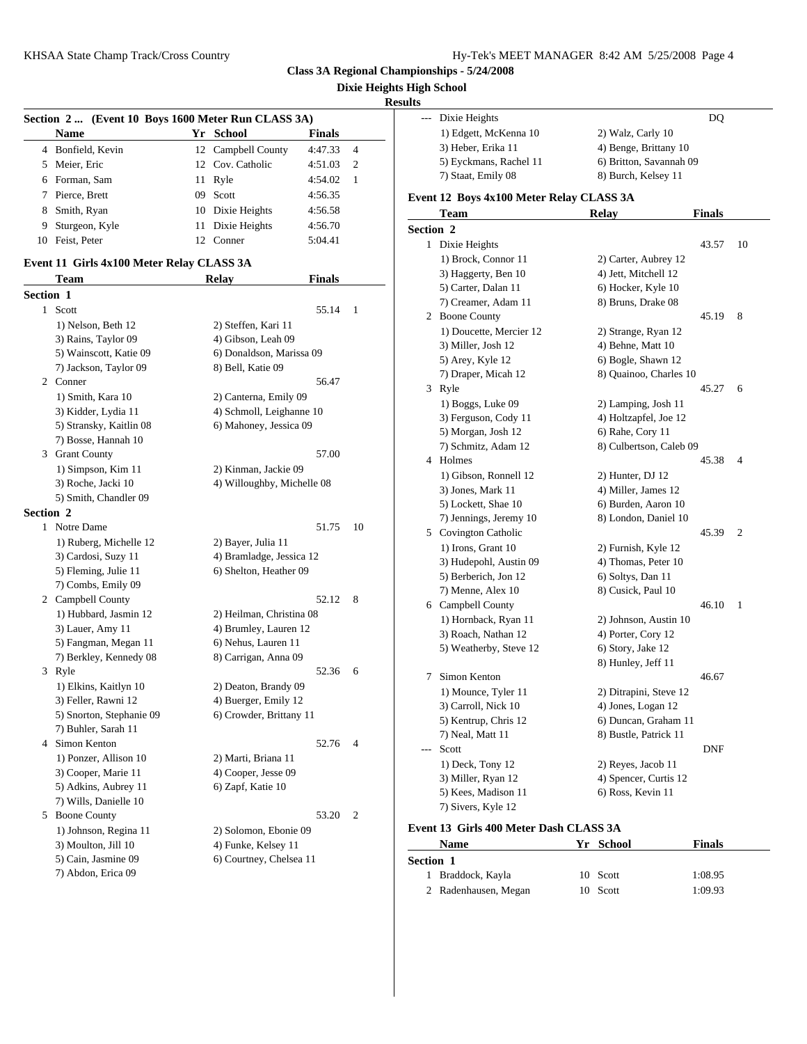**Class 3A Regional Championships - 5/24/2008**

**Dixie Heights High School**

**Results**

### Section 2 ... (Event 10 Boys 1600 Meter Run CLASS 3A)

| | Name | Yr | School | Finals | |
|---|---|---|---|---|---|
| 4 | Bonfield, Kevin | 12 | Campbell County | 4:47.33 | 4 |
| 5 | Meier, Eric | 12 | Cov. Catholic | 4:51.03 | 2 |
| 6 | Forman, Sam | 11 | Ryle | 4:54.02 | 1 |
| 7 | Pierce, Brett | 09 | Scott | 4:56.35 | |
| 8 | Smith, Ryan | 10 | Dixie Heights | 4:56.58 | |
| 9 | Sturgeon, Kyle | 11 | Dixie Heights | 4:56.70 | |
| 10 | Feist, Peter | 12 | Conner | 5:04.41 | |

### Event 11 Girls 4x100 Meter Relay CLASS 3A

| | Team | Relay | Finals | |
|---|---|---|---|---|
| **Section 1** | | | | |
| 1 | Scott | | 55.14 | 1 |
| | 1) Nelson, Beth 12 | 2) Steffen, Kari 11 | | |
| | 3) Rains, Taylor 09 | 4) Gibson, Leah 09 | | |
| | 5) Wainscott, Katie 09 | 6) Donaldson, Marissa 09 | | |
| | 7) Jackson, Taylor 09 | 8) Bell, Katie 09 | | |
| 2 | Conner | | 56.47 | |
| | 1) Smith, Kara 10 | 2) Canterna, Emily 09 | | |
| | 3) Kidder, Lydia 11 | 4) Schmoll, Leighanne 10 | | |
| | 5) Stransky, Kaitlin 08 | 6) Mahoney, Jessica 09 | | |
| | 7) Bosse, Hannah 10 | | | |
| 3 | Grant County | | 57.00 | |
| | 1) Simpson, Kim 11 | 2) Kinman, Jackie 09 | | |
| | 3) Roche, Jacki 10 | 4) Willoughby, Michelle 08 | | |
| | 5) Smith, Chandler 09 | | | |
| **Section 2** | | | | |
| 1 | Notre Dame | | 51.75 | 10 |
| | 1) Ruberg, Michelle 12 | 2) Bayer, Julia 11 | | |
| | 3) Cardosi, Suzy 11 | 4) Bramladge, Jessica 12 | | |
| | 5) Fleming, Julie 11 | 6) Shelton, Heather 09 | | |
| | 7) Combs, Emily 09 | | | |
| 2 | Campbell County | | 52.12 | 8 |
| | 1) Hubbard, Jasmin 12 | 2) Heilman, Christina 08 | | |
| | 3) Lauer, Amy 11 | 4) Brumley, Lauren 12 | | |
| | 5) Fangman, Megan 11 | 6) Nehus, Lauren 11 | | |
| | 7) Berkley, Kennedy 08 | 8) Carrigan, Anna 09 | | |
| 3 | Ryle | | 52.36 | 6 |
| | 1) Elkins, Kaitlyn 10 | 2) Deaton, Brandy 09 | | |
| | 3) Feller, Rawni 12 | 4) Buerger, Emily 12 | | |
| | 5) Snorton, Stephanie 09 | 6) Crowder, Brittany 11 | | |
| | 7) Buhler, Sarah 11 | | | |
| 4 | Simon Kenton | | 52.76 | 4 |
| | 1) Ponzer, Allison 10 | 2) Marti, Briana 11 | | |
| | 3) Cooper, Marie 11 | 4) Cooper, Jesse 09 | | |
| | 5) Adkins, Aubrey 11 | 6) Zapf, Katie 10 | | |
| | 7) Wills, Danielle 10 | | | |
| 5 | Boone County | | 53.20 | 2 |
| | 1) Johnson, Regina 11 | 2) Solomon, Ebonie 09 | | |
| | 3) Moulton, Jill 10 | 4) Funke, Kelsey 11 | | |
| | 5) Cain, Jasmine 09 | 6) Courtney, Chelsea 11 | | |
| | 7) Abdon, Erica 09 | | | |
| --- | Dixie Heights | | DQ | |
| | 1) Edgett, McKenna 10 | 2) Walz, Carly 10 | | |
| | 3) Heber, Erika 11 | 4) Benge, Brittany 10 | | |
| | 5) Eyckmans, Rachel 11 | 6) Britton, Savannah 09 | | |
| | 7) Staat, Emily 08 | 8) Burch, Kelsey 11 | | |

### Event 12 Boys 4x100 Meter Relay CLASS 3A

| | Team | Relay | Finals | |
|---|---|---|---|---|
| **Section 2** | | | | |
| 1 | Dixie Heights | | 43.57 | 10 |
| | 1) Brock, Connor 11 | 2) Carter, Aubrey 12 | | |
| | 3) Haggerty, Ben 10 | 4) Jett, Mitchell 12 | | |
| | 5) Carter, Dalan 11 | 6) Hocker, Kyle 10 | | |
| | 7) Creamer, Adam 11 | 8) Bruns, Drake 08 | | |
| 2 | Boone County | | 45.19 | 8 |
| | 1) Doucette, Mercier 12 | 2) Strange, Ryan 12 | | |
| | 3) Miller, Josh 12 | 4) Behne, Matt 10 | | |
| | 5) Arey, Kyle 12 | 6) Bogle, Shawn 12 | | |
| | 7) Draper, Micah 12 | 8) Quainoo, Charles 10 | | |
| 3 | Ryle | | 45.27 | 6 |
| | 1) Boggs, Luke 09 | 2) Lamping, Josh 11 | | |
| | 3) Ferguson, Cody 11 | 4) Holtzapfel, Joe 12 | | |
| | 5) Morgan, Josh 12 | 6) Rahe, Cory 11 | | |
| | 7) Schmitz, Adam 12 | 8) Culbertson, Caleb 09 | | |
| 4 | Holmes | | 45.38 | 4 |
| | 1) Gibson, Ronnell 12 | 2) Hunter, DJ 12 | | |
| | 3) Jones, Mark 11 | 4) Miller, James 12 | | |
| | 5) Lockett, Shae 10 | 6) Burden, Aaron 10 | | |
| | 7) Jennings, Jeremy 10 | 8) London, Daniel 10 | | |
| 5 | Covington Catholic | | 45.39 | 2 |
| | 1) Irons, Grant 10 | 2) Furnish, Kyle 12 | | |
| | 3) Hudepohl, Austin 09 | 4) Thomas, Peter 10 | | |
| | 5) Berberich, Jon 12 | 6) Soltys, Dan 11 | | |
| | 7) Menne, Alex 10 | 8) Cusick, Paul 10 | | |
| 6 | Campbell County | | 46.10 | 1 |
| | 1) Hornback, Ryan 11 | 2) Johnson, Austin 10 | | |
| | 3) Roach, Nathan 12 | 4) Porter, Cory 12 | | |
| | 5) Weatherby, Steve 12 | 6) Story, Jake 12 | | |
| | | 8) Hunley, Jeff 11 | | |
| 7 | Simon Kenton | | 46.67 | |
| | 1) Mounce, Tyler 11 | 2) Ditrapini, Steve 12 | | |
| | 3) Carroll, Nick 10 | 4) Jones, Logan 12 | | |
| | 5) Kentrup, Chris 12 | 6) Duncan, Graham 11 | | |
| | 7) Neal, Matt 11 | 8) Bustle, Patrick 11 | | |
| --- | Scott | | DNF | |
| | 1) Deck, Tony 12 | 2) Reyes, Jacob 11 | | |
| | 3) Miller, Ryan 12 | 4) Spencer, Curtis 12 | | |
| | 5) Kees, Madison 11 | 6) Ross, Kevin 11 | | |
| | 7) Sivers, Kyle 12 | | | |

### Event 13 Girls 400 Meter Dash CLASS 3A

| | Name | Yr | School | Finals |
|---|---|---|---|---|
| **Section 1** | | | | |
| 1 | Braddock, Kayla | 10 | Scott | 1:08.95 |
| 2 | Radenhausen, Megan | 10 | Scott | 1:09.93 |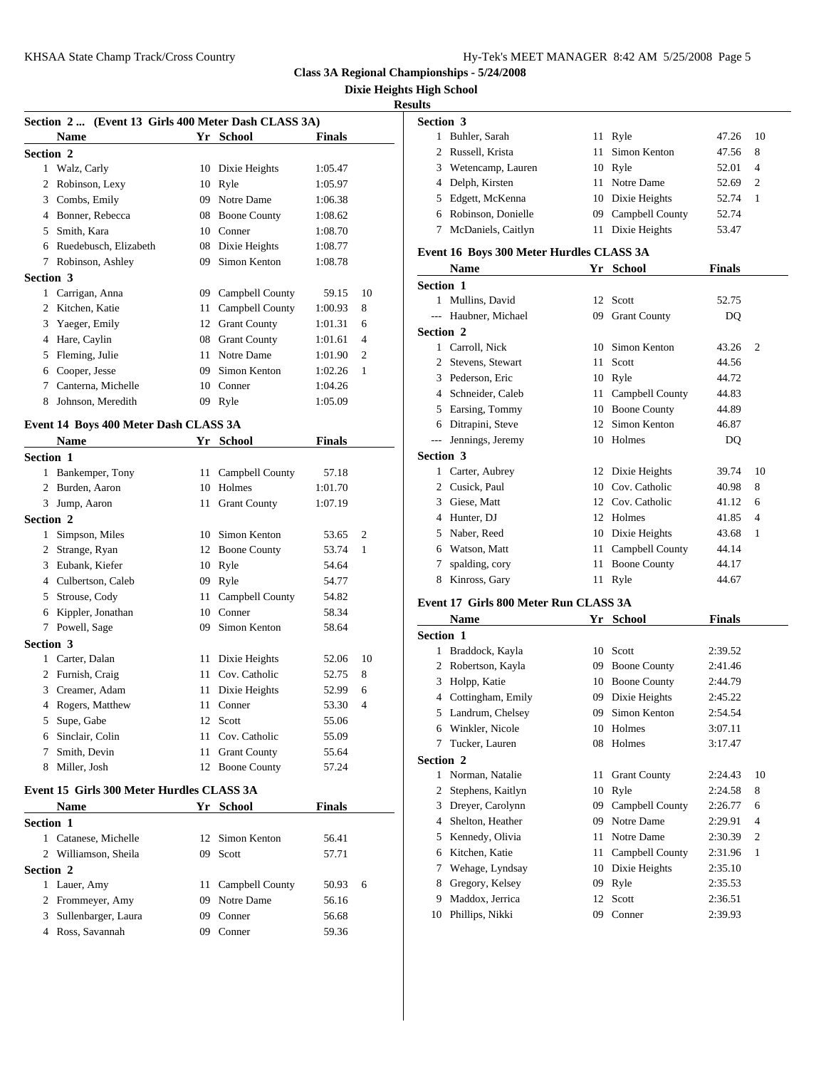**Class 3A Regional Championships - 5/24/2008**

**Dixie Heights High School**

**Results**

### Section 2 ... (Event 13 Girls 400 Meter Dash CLASS 3A)

| | Name | Yr | School | Finals | |
|---|---|---|---|---|---|
| **Section 2** | | | | | |
| 1 | Walz, Carly | 10 | Dixie Heights | 1:05.47 | |
| 2 | Robinson, Lexy | 10 | Ryle | 1:05.97 | |
| 3 | Combs, Emily | 09 | Notre Dame | 1:06.38 | |
| 4 | Bonner, Rebecca | 08 | Boone County | 1:08.62 | |
| 5 | Smith, Kara | 10 | Conner | 1:08.70 | |
| 6 | Ruedebusch, Elizabeth | 08 | Dixie Heights | 1:08.77 | |
| 7 | Robinson, Ashley | 09 | Simon Kenton | 1:08.78 | |
| **Section 3** | | | | | |
| 1 | Carrigan, Anna | 09 | Campbell County | 59.15 | 10 |
| 2 | Kitchen, Katie | 11 | Campbell County | 1:00.93 | 8 |
| 3 | Yaeger, Emily | 12 | Grant County | 1:01.31 | 6 |
| 4 | Hare, Caylin | 08 | Grant County | 1:01.61 | 4 |
| 5 | Fleming, Julie | 11 | Notre Dame | 1:01.90 | 2 |
| 6 | Cooper, Jesse | 09 | Simon Kenton | 1:02.26 | 1 |
| 7 | Canterna, Michelle | 10 | Conner | 1:04.26 | |
| 8 | Johnson, Meredith | 09 | Ryle | 1:05.09 | |

### Event 14 Boys 400 Meter Dash CLASS 3A

| | Name | Yr | School | Finals | |
|---|---|---|---|---|---|
| **Section 1** | | | | | |
| 1 | Bankemper, Tony | 11 | Campbell County | 57.18 | |
| 2 | Burden, Aaron | 10 | Holmes | 1:01.70 | |
| 3 | Jump, Aaron | 11 | Grant County | 1:07.19 | |
| **Section 2** | | | | | |
| 1 | Simpson, Miles | 10 | Simon Kenton | 53.65 | 2 |
| 2 | Strange, Ryan | 12 | Boone County | 53.74 | 1 |
| 3 | Eubank, Kiefer | 10 | Ryle | 54.64 | |
| 4 | Culbertson, Caleb | 09 | Ryle | 54.77 | |
| 5 | Strouse, Cody | 11 | Campbell County | 54.82 | |
| 6 | Kippler, Jonathan | 10 | Conner | 58.34 | |
| 7 | Powell, Sage | 09 | Simon Kenton | 58.64 | |
| **Section 3** | | | | | |
| 1 | Carter, Dalan | 11 | Dixie Heights | 52.06 | 10 |
| 2 | Furnish, Craig | 11 | Cov. Catholic | 52.75 | 8 |
| 3 | Creamer, Adam | 11 | Dixie Heights | 52.99 | 6 |
| 4 | Rogers, Matthew | 11 | Conner | 53.30 | 4 |
| 5 | Supe, Gabe | 12 | Scott | 55.06 | |
| 6 | Sinclair, Colin | 11 | Cov. Catholic | 55.09 | |
| 7 | Smith, Devin | 11 | Grant County | 55.64 | |
| 8 | Miller, Josh | 12 | Boone County | 57.24 | |

### Event 15 Girls 300 Meter Hurdles CLASS 3A

| | Name | Yr | School | Finals | |
|---|---|---|---|---|---|
| **Section 1** | | | | | |
| 1 | Catanese, Michelle | 12 | Simon Kenton | 56.41 | |
| 2 | Williamson, Sheila | 09 | Scott | 57.71 | |
| **Section 2** | | | | | |
| 1 | Lauer, Amy | 11 | Campbell County | 50.93 | 6 |
| 2 | Frommeyer, Amy | 09 | Notre Dame | 56.16 | |
| 3 | Sullenbarger, Laura | 09 | Conner | 56.68 | |
| 4 | Ross, Savannah | 09 | Conner | 59.36 | |
| **Section 3** | | | | | |
| 1 | Buhler, Sarah | 11 | Ryle | 47.26 | 10 |
| 2 | Russell, Krista | 11 | Simon Kenton | 47.56 | 8 |
| 3 | Wetencamp, Lauren | 10 | Ryle | 52.01 | 4 |
| 4 | Delph, Kirsten | 11 | Notre Dame | 52.69 | 2 |
| 5 | Edgett, McKenna | 10 | Dixie Heights | 52.74 | 1 |
| 6 | Robinson, Donielle | 09 | Campbell County | 52.74 | |
| 7 | McDaniels, Caitlyn | 11 | Dixie Heights | 53.47 | |

### Event 16 Boys 300 Meter Hurdles CLASS 3A

| | Name | Yr | School | Finals | |
|---|---|---|---|---|---|
| **Section 1** | | | | | |
| 1 | Mullins, David | 12 | Scott | 52.75 | |
| --- | Haubner, Michael | 09 | Grant County | DQ | |
| **Section 2** | | | | | |
| 1 | Carroll, Nick | 10 | Simon Kenton | 43.26 | 2 |
| 2 | Stevens, Stewart | 11 | Scott | 44.56 | |
| 3 | Pederson, Eric | 10 | Ryle | 44.72 | |
| 4 | Schneider, Caleb | 11 | Campbell County | 44.83 | |
| 5 | Earsing, Tommy | 10 | Boone County | 44.89 | |
| 6 | Ditrapini, Steve | 12 | Simon Kenton | 46.87 | |
| --- | Jennings, Jeremy | 10 | Holmes | DQ | |
| **Section 3** | | | | | |
| 1 | Carter, Aubrey | 12 | Dixie Heights | 39.74 | 10 |
| 2 | Cusick, Paul | 10 | Cov. Catholic | 40.98 | 8 |
| 3 | Giese, Matt | 12 | Cov. Catholic | 41.12 | 6 |
| 4 | Hunter, DJ | 12 | Holmes | 41.85 | 4 |
| 5 | Naber, Reed | 10 | Dixie Heights | 43.68 | 1 |
| 6 | Watson, Matt | 11 | Campbell County | 44.14 | |
| 7 | spalding, cory | 11 | Boone County | 44.17 | |
| 8 | Kinross, Gary | 11 | Ryle | 44.67 | |

### Event 17 Girls 800 Meter Run CLASS 3A

| | Name | Yr | School | Finals | |
|---|---|---|---|---|---|
| **Section 1** | | | | | |
| 1 | Braddock, Kayla | 10 | Scott | 2:39.52 | |
| 2 | Robertson, Kayla | 09 | Boone County | 2:41.46 | |
| 3 | Holpp, Katie | 10 | Boone County | 2:44.79 | |
| 4 | Cottingham, Emily | 09 | Dixie Heights | 2:45.22 | |
| 5 | Landrum, Chelsey | 09 | Simon Kenton | 2:54.54 | |
| 6 | Winkler, Nicole | 10 | Holmes | 3:07.11 | |
| 7 | Tucker, Lauren | 08 | Holmes | 3:17.47 | |
| **Section 2** | | | | | |
| 1 | Norman, Natalie | 11 | Grant County | 2:24.43 | 10 |
| 2 | Stephens, Kaitlyn | 10 | Ryle | 2:24.58 | 8 |
| 3 | Dreyer, Carolynn | 09 | Campbell County | 2:26.77 | 6 |
| 4 | Shelton, Heather | 09 | Notre Dame | 2:29.91 | 4 |
| 5 | Kennedy, Olivia | 11 | Notre Dame | 2:30.39 | 2 |
| 6 | Kitchen, Katie | 11 | Campbell County | 2:31.96 | 1 |
| 7 | Wehage, Lyndsay | 10 | Dixie Heights | 2:35.10 | |
| 8 | Gregory, Kelsey | 09 | Ryle | 2:35.53 | |
| 9 | Maddox, Jerrica | 12 | Scott | 2:36.51 | |
| 10 | Phillips, Nikki | 09 | Conner | 2:39.93 | |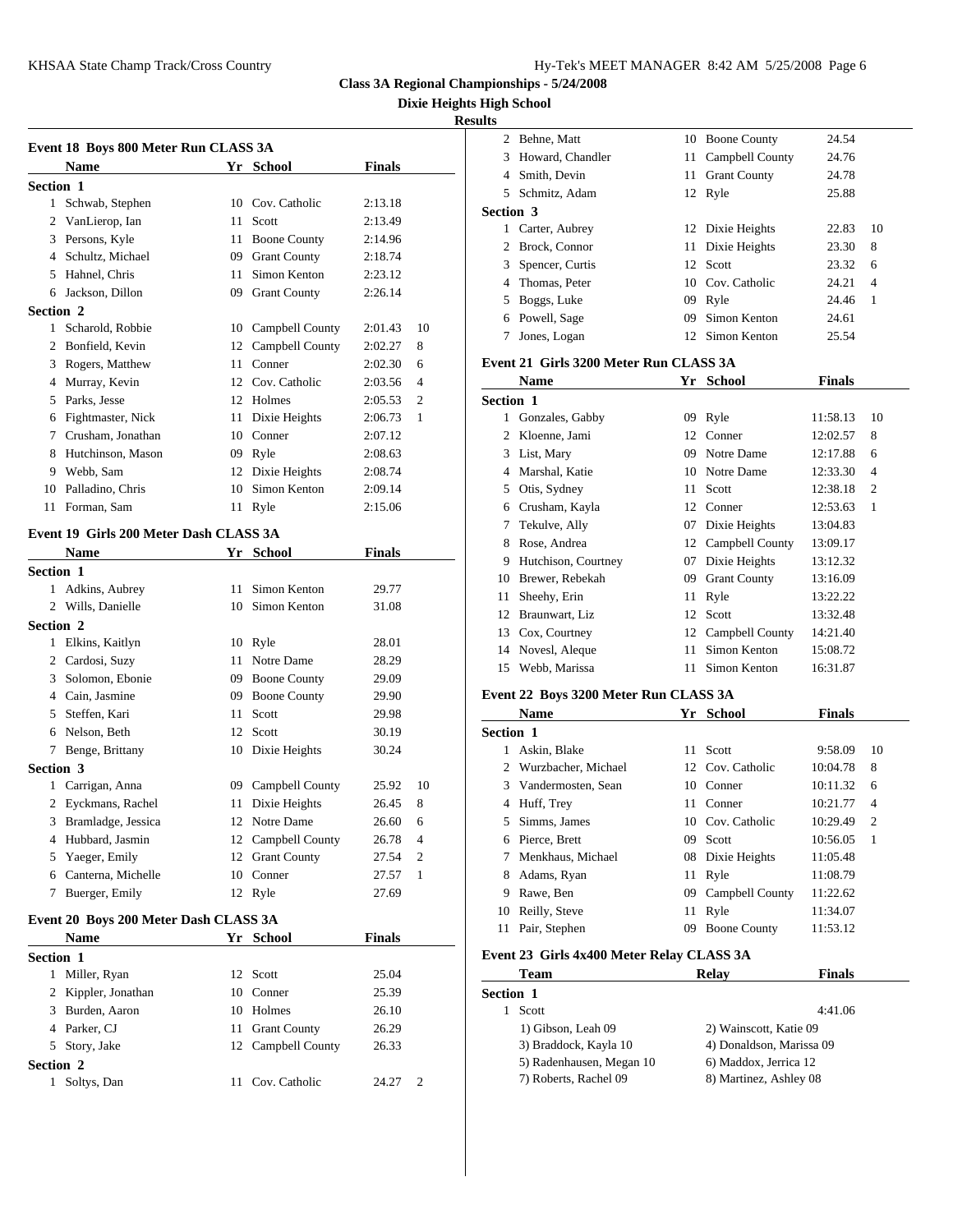**Class 3A Regional Championships - 5/24/2008**

**Dixie Heights High School**

**Results**

### Event 18 Boys 800 Meter Run CLASS 3A

| | Name | Yr | School | Finals | |
|---|---|---|---|---|---|
| **Section 1** | | | | | |
| 1 | Schwab, Stephen | 10 | Cov. Catholic | 2:13.18 | |
| 2 | VanLierop, Ian | 11 | Scott | 2:13.49 | |
| 3 | Persons, Kyle | 11 | Boone County | 2:14.96 | |
| 4 | Schultz, Michael | 09 | Grant County | 2:18.74 | |
| 5 | Hahnel, Chris | 11 | Simon Kenton | 2:23.12 | |
| 6 | Jackson, Dillon | 09 | Grant County | 2:26.14 | |
| **Section 2** | | | | | |
| 1 | Scharold, Robbie | 10 | Campbell County | 2:01.43 | 10 |
| 2 | Bonfield, Kevin | 12 | Campbell County | 2:02.27 | 8 |
| 3 | Rogers, Matthew | 11 | Conner | 2:02.30 | 6 |
| 4 | Murray, Kevin | 12 | Cov. Catholic | 2:03.56 | 4 |
| 5 | Parks, Jesse | 12 | Holmes | 2:05.53 | 2 |
| 6 | Fightmaster, Nick | 11 | Dixie Heights | 2:06.73 | 1 |
| 7 | Crusham, Jonathan | 10 | Conner | 2:07.12 | |
| 8 | Hutchinson, Mason | 09 | Ryle | 2:08.63 | |
| 9 | Webb, Sam | 12 | Dixie Heights | 2:08.74 | |
| 10 | Palladino, Chris | 10 | Simon Kenton | 2:09.14 | |
| 11 | Forman, Sam | 11 | Ryle | 2:15.06 | |

### Event 19 Girls 200 Meter Dash CLASS 3A

| | Name | Yr | School | Finals | |
|---|---|---|---|---|---|
| **Section 1** | | | | | |
| 1 | Adkins, Aubrey | 11 | Simon Kenton | 29.77 | |
| 2 | Wills, Danielle | 10 | Simon Kenton | 31.08 | |
| **Section 2** | | | | | |
| 1 | Elkins, Kaitlyn | 10 | Ryle | 28.01 | |
| 2 | Cardosi, Suzy | 11 | Notre Dame | 28.29 | |
| 3 | Solomon, Ebonie | 09 | Boone County | 29.09 | |
| 4 | Cain, Jasmine | 09 | Boone County | 29.90 | |
| 5 | Steffen, Kari | 11 | Scott | 29.98 | |
| 6 | Nelson, Beth | 12 | Scott | 30.19 | |
| 7 | Benge, Brittany | 10 | Dixie Heights | 30.24 | |
| **Section 3** | | | | | |
| 1 | Carrigan, Anna | 09 | Campbell County | 25.92 | 10 |
| 2 | Eyckmans, Rachel | 11 | Dixie Heights | 26.45 | 8 |
| 3 | Bramladge, Jessica | 12 | Notre Dame | 26.60 | 6 |
| 4 | Hubbard, Jasmin | 12 | Campbell County | 26.78 | 4 |
| 5 | Yaeger, Emily | 12 | Grant County | 27.54 | 2 |
| 6 | Canterna, Michelle | 10 | Conner | 27.57 | 1 |
| 7 | Buerger, Emily | 12 | Ryle | 27.69 | |

### Event 20 Boys 200 Meter Dash CLASS 3A

| | Name | Yr | School | Finals | |
|---|---|---|---|---|---|
| **Section 1** | | | | | |
| 1 | Miller, Ryan | 12 | Scott | 25.04 | |
| 2 | Kippler, Jonathan | 10 | Conner | 25.39 | |
| 3 | Burden, Aaron | 10 | Holmes | 26.10 | |
| 4 | Parker, CJ | 11 | Grant County | 26.29 | |
| 5 | Story, Jake | 12 | Campbell County | 26.33 | |
| **Section 2** | | | | | |
| 1 | Soltys, Dan | 11 | Cov. Catholic | 24.27 | 2 |
| 2 | Behne, Matt | 10 | Boone County | 24.54 | |
| 3 | Howard, Chandler | 11 | Campbell County | 24.76 | |
| 4 | Smith, Devin | 11 | Grant County | 24.78 | |
| 5 | Schmitz, Adam | 12 | Ryle | 25.88 | |
| **Section 3** | | | | | |
| 1 | Carter, Aubrey | 12 | Dixie Heights | 22.83 | 10 |
| 2 | Brock, Connor | 11 | Dixie Heights | 23.30 | 8 |
| 3 | Spencer, Curtis | 12 | Scott | 23.32 | 6 |
| 4 | Thomas, Peter | 10 | Cov. Catholic | 24.21 | 4 |
| 5 | Boggs, Luke | 09 | Ryle | 24.46 | 1 |
| 6 | Powell, Sage | 09 | Simon Kenton | 24.61 | |
| 7 | Jones, Logan | 12 | Simon Kenton | 25.54 | |

### Event 21 Girls 3200 Meter Run CLASS 3A

| | Name | Yr | School | Finals | |
|---|---|---|---|---|---|
| **Section 1** | | | | | |
| 1 | Gonzales, Gabby | 09 | Ryle | 11:58.13 | 10 |
| 2 | Kloenne, Jami | 12 | Conner | 12:02.57 | 8 |
| 3 | List, Mary | 09 | Notre Dame | 12:17.88 | 6 |
| 4 | Marshal, Katie | 10 | Notre Dame | 12:33.30 | 4 |
| 5 | Otis, Sydney | 11 | Scott | 12:38.18 | 2 |
| 6 | Crusham, Kayla | 12 | Conner | 12:53.63 | 1 |
| 7 | Tekulve, Ally | 07 | Dixie Heights | 13:04.83 | |
| 8 | Rose, Andrea | 12 | Campbell County | 13:09.17 | |
| 9 | Hutchison, Courtney | 07 | Dixie Heights | 13:12.32 | |
| 10 | Brewer, Rebekah | 09 | Grant County | 13:16.09 | |
| 11 | Sheehy, Erin | 11 | Ryle | 13:22.22 | |
| 12 | Braunwart, Liz | 12 | Scott | 13:32.48 | |
| 13 | Cox, Courtney | 12 | Campbell County | 14:21.40 | |
| 14 | Novesl, Aleque | 11 | Simon Kenton | 15:08.72 | |
| 15 | Webb, Marissa | 11 | Simon Kenton | 16:31.87 | |

### Event 22 Boys 3200 Meter Run CLASS 3A

| | Name | Yr | School | Finals | |
|---|---|---|---|---|---|
| **Section 1** | | | | | |
| 1 | Askin, Blake | 11 | Scott | 9:58.09 | 10 |
| 2 | Wurzbacher, Michael | 12 | Cov. Catholic | 10:04.78 | 8 |
| 3 | Vandermosten, Sean | 10 | Conner | 10:11.32 | 6 |
| 4 | Huff, Trey | 11 | Conner | 10:21.77 | 4 |
| 5 | Simms, James | 10 | Cov. Catholic | 10:29.49 | 2 |
| 6 | Pierce, Brett | 09 | Scott | 10:56.05 | 1 |
| 7 | Menkhaus, Michael | 08 | Dixie Heights | 11:05.48 | |
| 8 | Adams, Ryan | 11 | Ryle | 11:08.79 | |
| 9 | Rawe, Ben | 09 | Campbell County | 11:22.62 | |
| 10 | Reilly, Steve | 11 | Ryle | 11:34.07 | |
| 11 | Pair, Stephen | 09 | Boone County | 11:53.12 | |

### Event 23 Girls 4x400 Meter Relay CLASS 3A

| | Team | Relay | Finals |
|---|---|---|---|
| **Section 1** | | | |
| 1 | Scott | | 4:41.06 |
| | 1) Gibson, Leah 09 | 2) Wainscott, Katie 09 | |
| | 3) Braddock, Kayla 10 | 4) Donaldson, Marissa 09 | |
| | 5) Radenhausen, Megan 10 | 6) Maddox, Jerrica 12 | |
| | 7) Roberts, Rachel 09 | 8) Martinez, Ashley 08 | |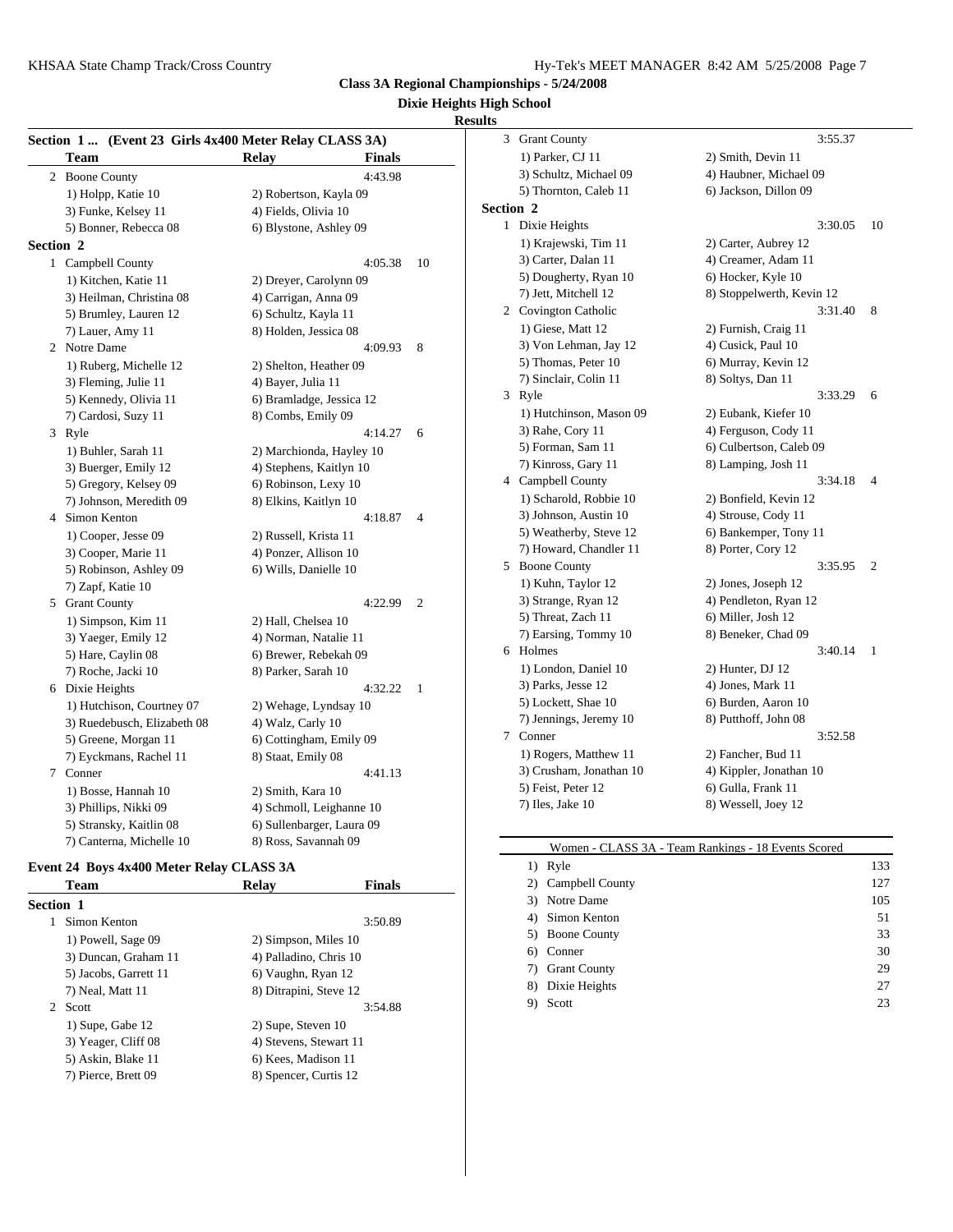**Class 3A Regional Championships - 5/24/2008**

**Dixie Heights High School**

**Results**

**Section 1 ... (Event 23 Girls 4x400 Meter Relay CLASS 3A)**

| | Team | Relay | Finals | |
|---|---|---|---|---|
| 2 | Boone County | | 4:43.98 | |
| | 1) Holpp, Katie 10 | 2) Robertson, Kayla 09 | | |
| | 3) Funke, Kelsey 11 | 4) Fields, Olivia 10 | | |
| | 5) Bonner, Rebecca 08 | 6) Blystone, Ashley 09 | | |
| **Section 2** | | | | |
| 1 | Campbell County | | 4:05.38 | 10 |
| | 1) Kitchen, Katie 11 | 2) Dreyer, Carolynn 09 | | |
| | 3) Heilman, Christina 08 | 4) Carrigan, Anna 09 | | |
| | 5) Brumley, Lauren 12 | 6) Schultz, Kayla 11 | | |
| | 7) Lauer, Amy 11 | 8) Holden, Jessica 08 | | |
| 2 | Notre Dame | | 4:09.93 | 8 |
| | 1) Ruberg, Michelle 12 | 2) Shelton, Heather 09 | | |
| | 3) Fleming, Julie 11 | 4) Bayer, Julia 11 | | |
| | 5) Kennedy, Olivia 11 | 6) Bramladge, Jessica 12 | | |
| | 7) Cardosi, Suzy 11 | 8) Combs, Emily 09 | | |
| 3 | Ryle | | 4:14.27 | 6 |
| | 1) Buhler, Sarah 11 | 2) Marchionda, Hayley 10 | | |
| | 3) Buerger, Emily 12 | 4) Stephens, Kaitlyn 10 | | |
| | 5) Gregory, Kelsey 09 | 6) Robinson, Lexy 10 | | |
| | 7) Johnson, Meredith 09 | 8) Elkins, Kaitlyn 10 | | |
| 4 | Simon Kenton | | 4:18.87 | 4 |
| | 1) Cooper, Jesse 09 | 2) Russell, Krista 11 | | |
| | 3) Cooper, Marie 11 | 4) Ponzer, Allison 10 | | |
| | 5) Robinson, Ashley 09 | 6) Wills, Danielle 10 | | |
| | 7) Zapf, Katie 10 | | | |
| 5 | Grant County | | 4:22.99 | 2 |
| | 1) Simpson, Kim 11 | 2) Hall, Chelsea 10 | | |
| | 3) Yaeger, Emily 12 | 4) Norman, Natalie 11 | | |
| | 5) Hare, Caylin 08 | 6) Brewer, Rebekah 09 | | |
| | 7) Roche, Jacki 10 | 8) Parker, Sarah 10 | | |
| 6 | Dixie Heights | | 4:32.22 | 1 |
| | 1) Hutchison, Courtney 07 | 2) Wehage, Lyndsay 10 | | |
| | 3) Ruedebusch, Elizabeth 08 | 4) Walz, Carly 10 | | |
| | 5) Greene, Morgan 11 | 6) Cottingham, Emily 09 | | |
| | 7) Eyckmans, Rachel 11 | 8) Staat, Emily 08 | | |
| 7 | Conner | | 4:41.13 | |
| | 1) Bosse, Hannah 10 | 2) Smith, Kara 10 | | |
| | 3) Phillips, Nikki 09 | 4) Schmoll, Leighanne 10 | | |
| | 5) Stransky, Kaitlin 08 | 6) Sullenbarger, Laura 09 | | |
| | 7) Canterna, Michelle 10 | 8) Ross, Savannah 09 | | |

**Event 24 Boys 4x400 Meter Relay CLASS 3A**

| | Team | Relay | Finals | |
|---|---|---|---|---|
| **Section 1** | | | | |
| 1 | Simon Kenton | | 3:50.89 | |
| | 1) Powell, Sage 09 | 2) Simpson, Miles 10 | | |
| | 3) Duncan, Graham 11 | 4) Palladino, Chris 10 | | |
| | 5) Jacobs, Garrett 11 | 6) Vaughn, Ryan 12 | | |
| | 7) Neal, Matt 11 | 8) Ditrapini, Steve 12 | | |
| 2 | Scott | | 3:54.88 | |
| | 1) Supe, Gabe 12 | 2) Supe, Steven 10 | | |
| | 3) Yeager, Cliff 08 | 4) Stevens, Stewart 11 | | |
| | 5) Askin, Blake 11 | 6) Kees, Madison 11 | | |
| | 7) Pierce, Brett 09 | 8) Spencer, Curtis 12 | | |
| 3 | Grant County | | 3:55.37 | |
| | 1) Parker, CJ 11 | 2) Smith, Devin 11 | | |
| | 3) Schultz, Michael 09 | 4) Haubner, Michael 09 | | |
| | 5) Thornton, Caleb 11 | 6) Jackson, Dillon 09 | | |
| **Section 2** | | | | |
| 1 | Dixie Heights | | 3:30.05 | 10 |
| | 1) Krajewski, Tim 11 | 2) Carter, Aubrey 12 | | |
| | 3) Carter, Dalan 11 | 4) Creamer, Adam 11 | | |
| | 5) Dougherty, Ryan 10 | 6) Hocker, Kyle 10 | | |
| | 7) Jett, Mitchell 12 | 8) Stoppelwerth, Kevin 12 | | |
| 2 | Covington Catholic | | 3:31.40 | 8 |
| | 1) Giese, Matt 12 | 2) Furnish, Craig 11 | | |
| | 3) Von Lehman, Jay 12 | 4) Cusick, Paul 10 | | |
| | 5) Thomas, Peter 10 | 6) Murray, Kevin 12 | | |
| | 7) Sinclair, Colin 11 | 8) Soltys, Dan 11 | | |
| 3 | Ryle | | 3:33.29 | 6 |
| | 1) Hutchinson, Mason 09 | 2) Eubank, Kiefer 10 | | |
| | 3) Rahe, Cory 11 | 4) Ferguson, Cody 11 | | |
| | 5) Forman, Sam 11 | 6) Culbertson, Caleb 09 | | |
| | 7) Kinross, Gary 11 | 8) Lamping, Josh 11 | | |
| 4 | Campbell County | | 3:34.18 | 4 |
| | 1) Scharold, Robbie 10 | 2) Bonfield, Kevin 12 | | |
| | 3) Johnson, Austin 10 | 4) Strouse, Cody 11 | | |
| | 5) Weatherby, Steve 12 | 6) Bankemper, Tony 11 | | |
| | 7) Howard, Chandler 11 | 8) Porter, Cory 12 | | |
| 5 | Boone County | | 3:35.95 | 2 |
| | 1) Kuhn, Taylor 12 | 2) Jones, Joseph 12 | | |
| | 3) Strange, Ryan 12 | 4) Pendleton, Ryan 12 | | |
| | 5) Threat, Zach 11 | 6) Miller, Josh 12 | | |
| | 7) Earsing, Tommy 10 | 8) Beneker, Chad 09 | | |
| 6 | Holmes | | 3:40.14 | 1 |
| | 1) London, Daniel 10 | 2) Hunter, DJ 12 | | |
| | 3) Parks, Jesse 12 | 4) Jones, Mark 11 | | |
| | 5) Lockett, Shae 10 | 6) Burden, Aaron 10 | | |
| | 7) Jennings, Jeremy 10 | 8) Putthoff, John 08 | | |
| 7 | Conner | | 3:52.58 | |
| | 1) Rogers, Matthew 11 | 2) Fancher, Bud 11 | | |
| | 3) Crusham, Jonathan 10 | 4) Kippler, Jonathan 10 | | |
| | 5) Feist, Peter 12 | 6) Gulla, Frank 11 | | |
| | 7) Iles, Jake 10 | 8) Wessell, Joey 12 | | |

**Women - CLASS 3A - Team Rankings - 18 Events Scored**

| | Team | Points |
|---|---|---|
| 1) | Ryle | 133 |
| 2) | Campbell County | 127 |
| 3) | Notre Dame | 105 |
| 4) | Simon Kenton | 51 |
| 5) | Boone County | 33 |
| 6) | Conner | 30 |
| 7) | Grant County | 29 |
| 8) | Dixie Heights | 27 |
| 9) | Scott | 23 |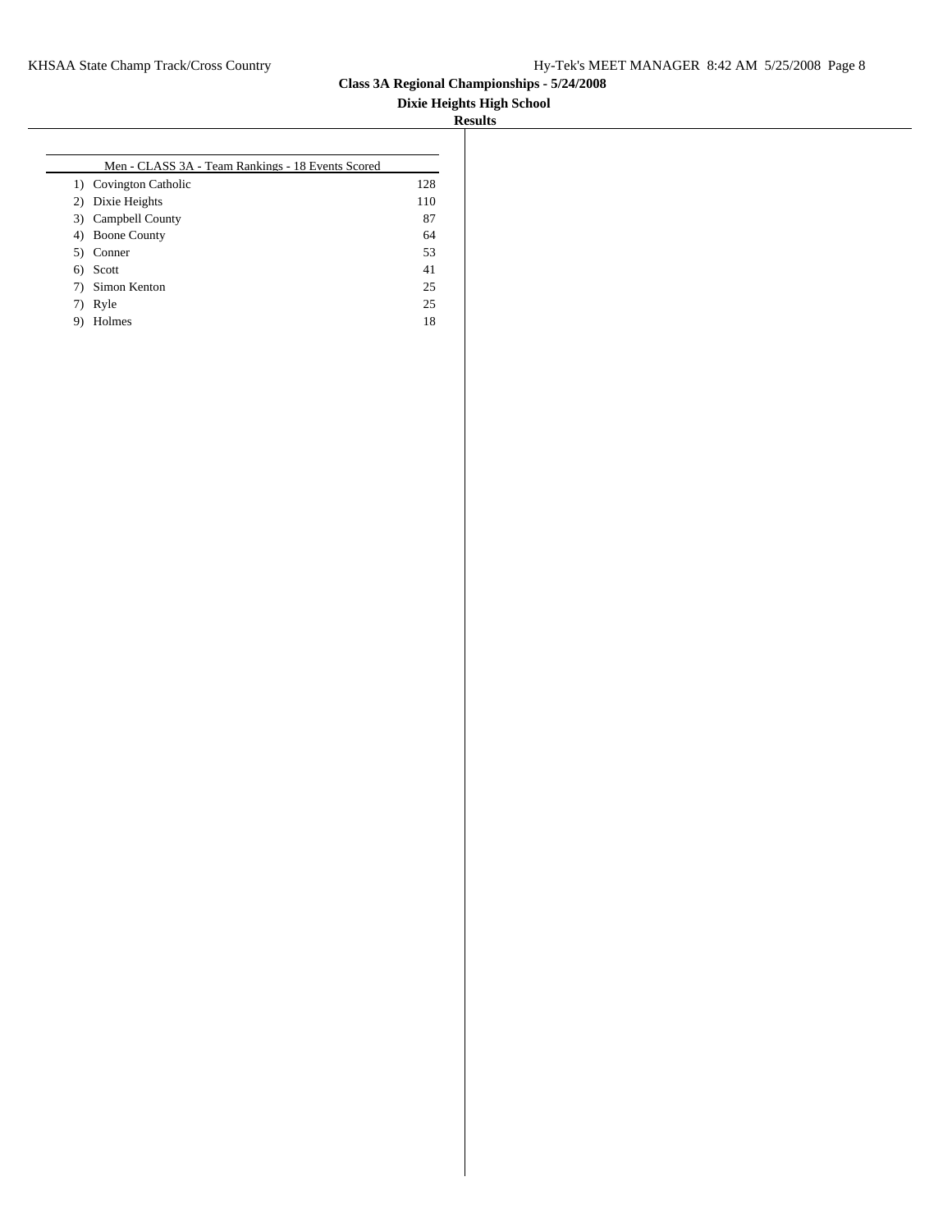Class 3A Regional Championships - 5/24/2008

Dixie Heights High School

**Results**

| Men - CLASS 3A - Team Rankings - 18 Events Scored | | |
|---|---|---|
| 1) | Covington Catholic | 128 |
| 2) | Dixie Heights | 110 |
| 3) | Campbell County | 87 |
| 4) | Boone County | 64 |
| 5) | Conner | 53 |
| 6) | Scott | 41 |
| 7) | Simon Kenton | 25 |
| 7) | Ryle | 25 |
| 9) | Holmes | 18 |